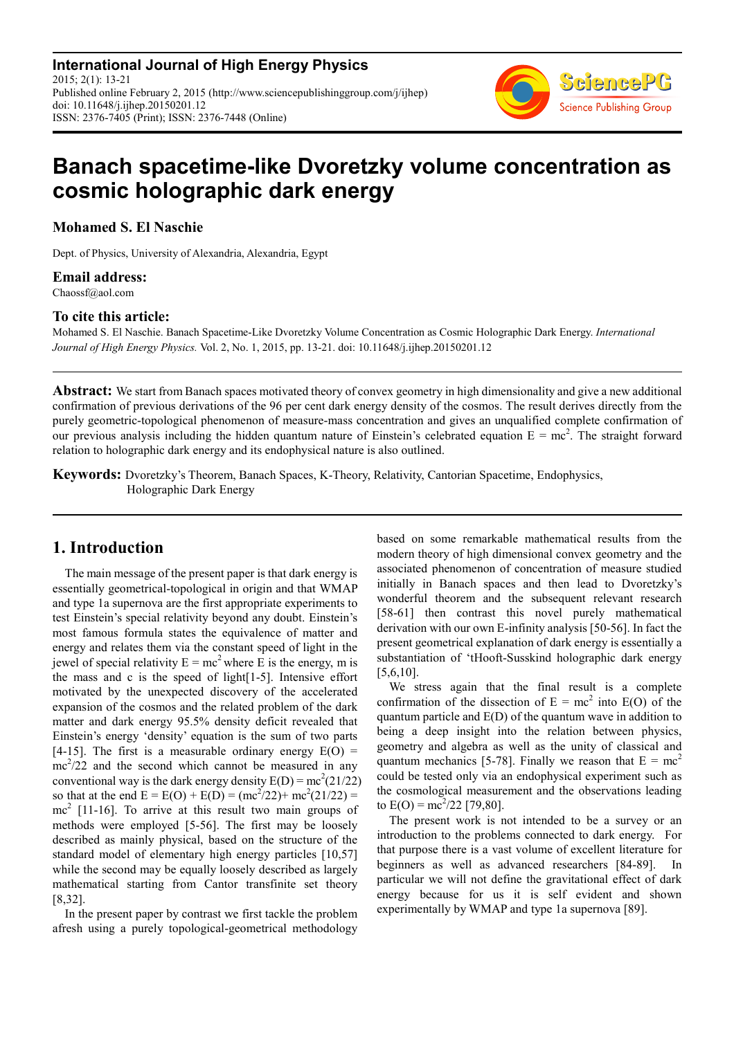**International Journal of High Energy Physics**
2015; 2(1): 13-21
Published online February 2, 2015 (http://www.sciencepublishinggroup.com/j/ijhep)
doi: 10.11648/j.ijhep.20150201.12
ISSN: 2376-7405 (Print); ISSN: 2376-7448 (Online)

# Banach spacetime-like Dvoretzky volume concentration as cosmic holographic dark energy

**Mohamed S. El Naschie**

Dept. of Physics, University of Alexandria, Alexandria, Egypt

## Email address:

Chaossf@aol.com

## To cite this article:

Mohamed S. El Naschie. Banach Spacetime-Like Dvoretzky Volume Concentration as Cosmic Holographic Dark Energy. *International Journal of High Energy Physics.* Vol. 2, No. 1, 2015, pp. 13-21. doi: 10.11648/j.ijhep.20150201.12

---

**Abstract:** We start from Banach spaces motivated theory of convex geometry in high dimensionality and give a new additional confirmation of previous derivations of the 96 per cent dark energy density of the cosmos. The result derives directly from the purely geometric-topological phenomenon of measure-mass concentration and gives an unqualified complete confirmation of our previous analysis including the hidden quantum nature of Einstein's celebrated equation $E = mc^2$. The straight forward relation to holographic dark energy and its endophysical nature is also outlined.

**Keywords:** Dvoretzky's Theorem, Banach Spaces, K-Theory, Relativity, Cantorian Spacetime, Endophysics, Holographic Dark Energy

---

## 1. Introduction

The main message of the present paper is that dark energy is essentially geometrical-topological in origin and that WMAP and type 1a supernova are the first appropriate experiments to test Einstein's special relativity beyond any doubt. Einstein's most famous formula states the equivalence of matter and energy and relates them via the constant speed of light in the jewel of special relativity $E = mc^2$ where E is the energy, m is the mass and c is the speed of light[1-5]. Intensive effort motivated by the unexpected discovery of the accelerated expansion of the cosmos and the related problem of the dark matter and dark energy 95.5% density deficit revealed that Einstein's energy 'density' equation is the sum of two parts [4-15]. The first is a measurable ordinary energy $E(O) = mc^2/22$ and the second which cannot be measured in any conventional way is the dark energy density $E(D) = mc^2(21/22)$ so that at the end $E = E(O) + E(D) = (mc^2/22) + mc^2(21/22) = mc^2$ [11-16]. To arrive at this result two main groups of methods were employed [5-56]. The first may be loosely described as mainly physical, based on the structure of the standard model of elementary high energy particles [10,57] while the second may be equally loosely described as largely mathematical starting from Cantor transfinite set theory [8,32].

In the present paper by contrast we first tackle the problem afresh using a purely topological-geometrical methodology based on some remarkable mathematical results from the modern theory of high dimensional convex geometry and the associated phenomenon of concentration of measure studied initially in Banach spaces and then lead to Dvoretzky's wonderful theorem and the subsequent relevant research [58-61] then contrast this novel purely mathematical derivation with our own E-infinity analysis [50-56]. In fact the present geometrical explanation of dark energy is essentially a substantiation of 'tHooft-Susskind holographic dark energy [5,6,10].

We stress again that the final result is a complete confirmation of the dissection of $E = mc^2$ into E(O) of the quantum particle and E(D) of the quantum wave in addition to being a deep insight into the relation between physics, geometry and algebra as well as the unity of classical and quantum mechanics [5-78]. Finally we reason that $E = mc^2$ could be tested only via an endophysical experiment such as the cosmological measurement and the observations leading to $E(O) = mc^2/22$ [79,80].

The present work is not intended to be a survey or an introduction to the problems connected to dark energy. For that purpose there is a vast volume of excellent literature for beginners as well as advanced researchers [84-89]. In particular we will not define the gravitational effect of dark energy because for us it is self evident and shown experimentally by WMAP and type 1a supernova [89].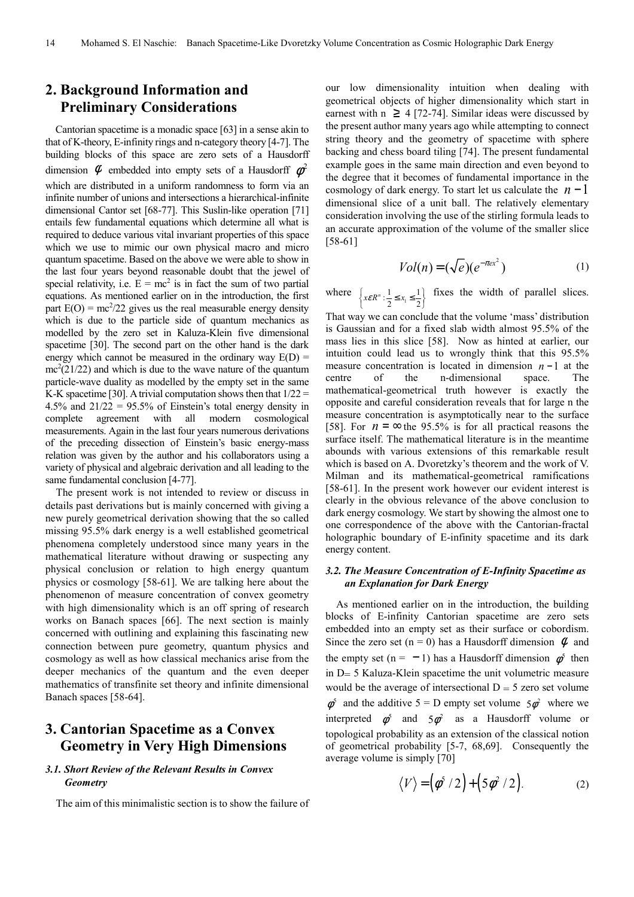## 2. Background Information and Preliminary Considerations

Cantorian spacetime is a monadic space [63] in a sense akin to that of K-theory, E-infinity rings and n-category theory [4-7]. The building blocks of this space are zero sets of a Hausdorff dimension $\phi$ embedded into empty sets of a Hausdorff $\phi^2$ which are distributed in a uniform randomness to form via an infinite number of unions and intersections a hierarchical-infinite dimensional Cantor set [68-77]. This Suslin-like operation [71] entails few fundamental equations which determine all what is required to deduce various vital invariant properties of this space which we use to mimic our own physical macro and micro quantum spacetime. Based on the above we were able to show in the last four years beyond reasonable doubt that the jewel of special relativity, i.e. $E = mc^2$ is in fact the sum of two partial equations. As mentioned earlier on in the introduction, the first part $E(O) = mc^2/22$ gives us the real measurable energy density which is due to the particle side of quantum mechanics as modelled by the zero set in Kaluza-Klein five dimensional spacetime [30]. The second part on the other hand is the dark energy which cannot be measured in the ordinary way $E(D) = mc^2(21/22)$ and which is due to the wave nature of the quantum particle-wave duality as modelled by the empty set in the same K-K spacetime [30]. A trivial computation shows then that $1/22 = 4.5\%$ and $21/22 = 95.5\%$ of Einstein's total energy density in complete agreement with all modern cosmological measurements. Again in the last four years numerous derivations of the preceding dissection of Einstein's basic energy-mass relation was given by the author and his collaborators using a variety of physical and algebraic derivation and all leading to the same fundamental conclusion [4-77].

The present work is not intended to review or discuss in details past derivations but is mainly concerned with giving a new purely geometrical derivation showing that the so called missing 95.5% dark energy is a well established geometrical phenomena completely understood since many years in the mathematical literature without drawing or suspecting any physical conclusion or relation to high energy quantum physics or cosmology [58-61]. We are talking here about the phenomenon of measure concentration of convex geometry with high dimensionality which is an off spring of research works on Banach spaces [66]. The next section is mainly concerned with outlining and explaining this fascinating new connection between pure geometry, quantum physics and cosmology as well as how classical mechanics arise from the deeper mechanics of the quantum and the even deeper mathematics of transfinite set theory and infinite dimensional Banach spaces [58-64].

## 3. Cantorian Spacetime as a Convex Geometry in Very High Dimensions

### *3.1. Short Review of the Relevant Results in Convex Geometry*

The aim of this minimalistic section is to show the failure of our low dimensionality intuition when dealing with geometrical objects of higher dimensionality which start in earnest with $n \geq 4$ [72-74]. Similar ideas were discussed by the present author many years ago while attempting to connect string theory and the geometry of spacetime with sphere backing and chess board tiling [74]. The present fundamental example goes in the same main direction and even beyond to the degree that it becomes of fundamental importance in the cosmology of dark energy. To start let us calculate the $n-1$ dimensional slice of a unit ball. The relatively elementary consideration involving the use of the stirling formula leads to an accurate approximation of the volume of the smaller slice [58-61]

$$Vol(n) = (\sqrt{e})(e^{-\pi ex^2}) \tag{1}$$

where $\left\{ x \in R^n : \frac{1}{2} \leq x_1 \leq \frac{1}{2} \right\}$ fixes the width of parallel slices. That way we can conclude that the volume 'mass' distribution is Gaussian and for a fixed slab width almost 95.5% of the mass lies in this slice [58]. Now as hinted at earlier, our intuition could lead us to wrongly think that this 95.5% measure concentration is located in dimension $n-1$ at the centre of the n-dimensional space. The mathematical-geometrical truth however is exactly the opposite and careful consideration reveals that for large n the measure concentration is asymptotically near to the surface [58]. For $n = \infty$ the 95.5% is for all practical reasons the surface itself. The mathematical literature is in the meantime abounds with various extensions of this remarkable result which is based on A. Dvoretzky's theorem and the work of V. Milman and its mathematical-geometrical ramifications [58-61]. In the present work however our evident interest is clearly in the obvious relevance of the above conclusion to dark energy cosmology. We start by showing the almost one to one correspondence of the above with the Cantorian-fractal holographic boundary of E-infinity spacetime and its dark energy content.

### *3.2. The Measure Concentration of E-Infinity Spacetime as an Explanation for Dark Energy*

As mentioned earlier on in the introduction, the building blocks of E-infinity Cantorian spacetime are zero sets embedded into an empty set as their surface or cobordism. Since the zero set ($n = 0$) has a Hausdorff dimension $\phi$ and the empty set ($n = -1$) has a Hausdorff dimension $\phi^5$ then in $D = 5$ Kaluza-Klein spacetime the unit volumetric measure would be the average of intersectional $D = 5$ zero set volume $\phi^5$ and the additive $5 = D$ empty set volume $5\phi^2$ where we interpreted $\phi^5$ and $5\phi^2$ as a Hausdorff volume or topological probability as an extension of the classical notion of geometrical probability [5-7, 68,69]. Consequently the average volume is simply [70]

$$\langle V \rangle = \left(\phi^5 / 2\right) + \left(5\phi^2 / 2\right). \tag{2}$$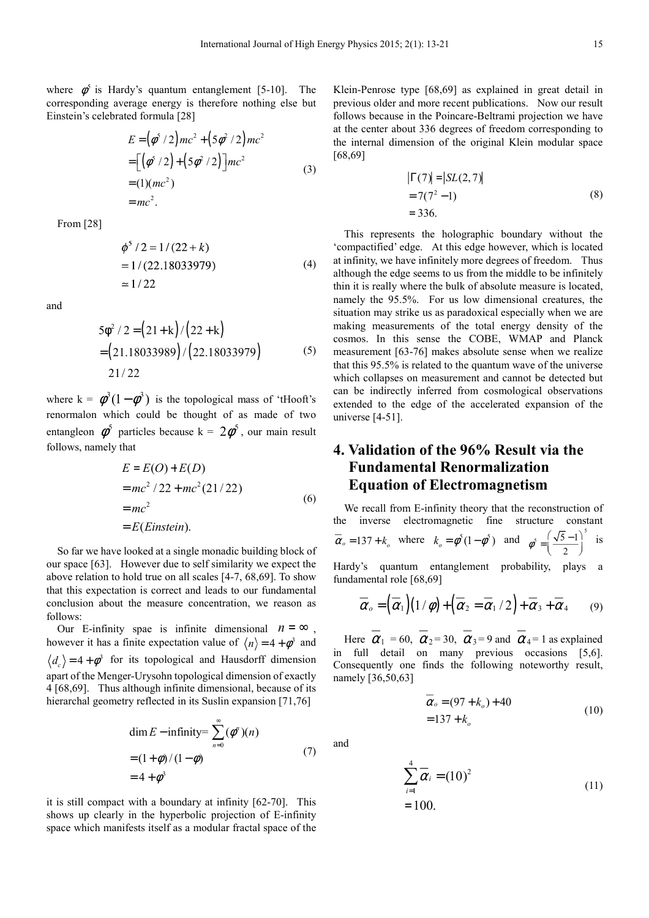where $\phi^5$ is Hardy's quantum entanglement [5-10]. The corresponding average energy is therefore nothing else but Einstein's celebrated formula [28]

$$
\begin{aligned}
E &= \left(\phi^5/2\right)mc^2 + \left(5\phi^2/2\right)mc^2 \\
&= \left[\left(\phi^5/2\right) + \left(5\phi^2/2\right)\right]mc^2 \\
&= (1)(mc^2) \\
&= mc^2.
\end{aligned}
\tag{3}
$$

From [28]

$$
\begin{aligned}
\phi^5/2 &= 1/(22+k) \\
&= 1/(22.18033979) \\
&\simeq 1/22
\end{aligned}
\tag{4}
$$

and

$$
\begin{aligned}
5\phi^2/2 &= \left(21+\mathrm{k}\right)/\left(22+\mathrm{k}\right) \\
&= \left(21.18033989\right)/\left(22.18033979\right) \\
&\ \ 21/22
\end{aligned}
\tag{5}
$$

where k = $\phi^3(1-\phi^3)$ is the topological mass of 'tHooft's renormalon which could be thought of as made of two entangleon $\phi^5$ particles because k = $2\phi^5$, our main result follows, namely that

$$
\begin{aligned}
E &= E(O) + E(D) \\
&= mc^2/22 + mc^2(21/22) \\
&= mc^2 \\
&= E(Einstein).
\end{aligned}
\tag{6}
$$

So far we have looked at a single monadic building block of our space [63]. However due to self similarity we expect the above relation to hold true on all scales [4-7, 68,69]. To show that this expectation is correct and leads to our fundamental conclusion about the measure concentration, we reason as follows:

Our E-infinity spae is infinite dimensional $n=\infty$, however it has a finite expectation value of $\langle n\rangle = 4+\phi^3$ and $\langle d_c\rangle = 4+\phi^3$ for its topological and Hausdorff dimension apart of the Menger-Urysohn topological dimension of exactly 4 [68,69]. Thus although infinite dimensional, because of its hierarchal geometry reflected in its Suslin expansion [71,76]

$$
\begin{aligned}
\dim E-\text{infinity} &= \sum_{n=0}^{\infty}(\phi^n)(n) \\
&= (1+\phi)/(1-\phi) \\
&= 4+\phi^3
\end{aligned}
\tag{7}
$$

it is still compact with a boundary at infinity [62-70]. This shows up clearly in the hyperbolic projection of E-infinity space which manifests itself as a modular fractal space of the Klein-Penrose type [68,69] as explained in great detail in previous older and more recent publications. Now our result follows because in the Poincare-Beltrami projection we have at the center about 336 degrees of freedom corresponding to the internal dimension of the original Klein modular space [68,69]

$$
\begin{aligned}
\left|\Gamma(7)\right| &= \left|SL(2,7)\right| \\
&= 7(7^2-1) \\
&= 336.
\end{aligned}
\tag{8}
$$

This represents the holographic boundary without the 'compactified' edge. At this edge however, which is located at infinity, we have infinitely more degrees of freedom. Thus although the edge seems to us from the middle to be infinitely thin it is really where the bulk of absolute measure is located, namely the 95.5%. For us low dimensional creatures, the situation may strike us as paradoxical especially when we are making measurements of the total energy density of the cosmos. In this sense the COBE, WMAP and Planck measurement [63-76] makes absolute sense when we realize that this 95.5% is related to the quantum wave of the universe which collapses on measurement and cannot be detected but can be indirectly inferred from cosmological observations extended to the edge of the accelerated expansion of the universe [4-51].

## 4. Validation of the 96% Result via the Fundamental Renormalization Equation of Electromagnetism

We recall from E-infinity theory that the reconstruction of the inverse electromagnetic fine structure constant $\bar{\alpha}_o = 137 + k_o$ where $k_o = \phi^5(1-\phi^5)$ and $\phi^5 = \left(\frac{\sqrt{5}-1}{2}\right)^5$ is Hardy's quantum entanglement probability, plays a fundamental role [68,69]

$$
\bar{\alpha}_o = \left(\bar{\alpha}_1\right)\left(1/\phi\right) + \left(\bar{\alpha}_2 = \bar{\alpha}_1/2\right) + \bar{\alpha}_3 + \bar{\alpha}_4 \tag{9}
$$

Here $\bar{\alpha}_1 = 60$, $\bar{\alpha}_2 = 30$, $\bar{\alpha}_3 = 9$ and $\bar{\alpha}_4 = 1$ as explained in full detail on many previous occasions [5,6]. Consequently one finds the following noteworthy result, namely [36,50,63]

$$
\begin{aligned}
\bar{\alpha}_o &= (97+k_o) + 40 \\
&= 137 + k_o
\end{aligned}
\tag{10}
$$

and

$$
\begin{aligned}
\sum_{i=1}^{4}\bar{\alpha}_i &= (10)^2 \\
&= 100.
\end{aligned}
\tag{11}
$$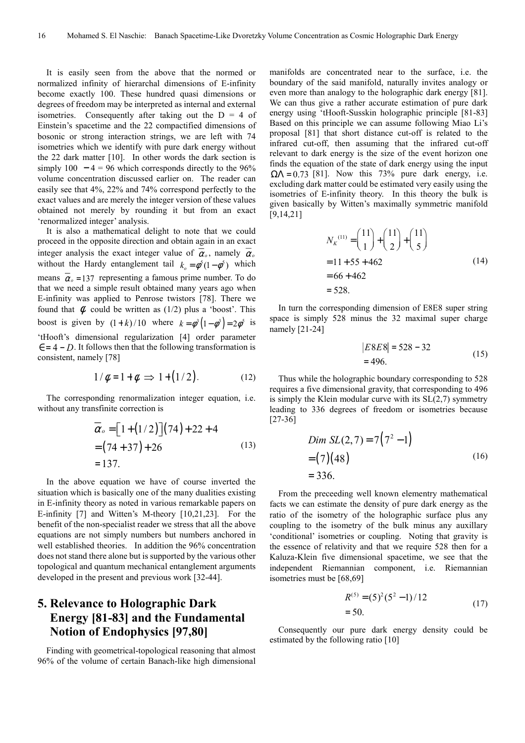It is easily seen from the above that the normed or normalized infinity of hierarchal dimensions of E-infinity become exactly 100. These hundred quasi dimensions or degrees of freedom may be interpreted as internal and external isometries. Consequently after taking out the D = 4 of Einstein's spacetime and the 22 compactified dimensions of bosonic or strong interaction strings, we are left with 74 isometries which we identify with pure dark energy without the 22 dark matter [10]. In other words the dark section is simply $100 - 4 = 96$ which corresponds directly to the 96% volume concentration discussed earlier on. The reader can easily see that 4%, 22% and 74% correspond perfectly to the exact values and are merely the integer version of these values obtained not merely by rounding it but from an exact 'renormalized integer' analysis.

It is also a mathematical delight to note that we could proceed in the opposite direction and obtain again in an exact integer analysis the exact integer value of $\bar{\alpha}_o$, namely $\bar{\alpha}_o$ without the Hardy entanglement tail $k_o = \phi^5(1-\phi^5)$ which means $\bar{\alpha}_o = 137$ representing a famous prime number. To do that we need a simple result obtained many years ago when E-infinity was applied to Penrose twistors [78]. There we found that $\phi$ could be written as (1/2) plus a 'boost'. This boost is given by $(1+k)/10$ where $k = \phi^3(1-\phi^3) = 2\phi^5$ is 'tHooft's dimensional regularization [4] order parameter $\in = 4 - D$. It follows then that the following transformation is consistent, namely [78]

$$1/\phi = 1 + \phi \Rightarrow 1 + (1/2). \tag{12}$$

The corresponding renormalization integer equation, i.e. without any transfinite correction is

$$\begin{aligned} \bar{\alpha}_o &= \left[1 + (1/2)\right](74) + 22 + 4 \\ &= (74 + 37) + 26 \\ &= 137. \end{aligned} \tag{13}$$

In the above equation we have of course inverted the situation which is basically one of the many dualities existing in E-infinity theory as noted in various remarkable papers on E-infinity [7] and Witten's M-theory [10,21,23]. For the benefit of the non-specialist reader we stress that all the above equations are not simply numbers but numbers anchored in well established theories. In addition the 96% concentration does not stand there alone but is supported by the various other topological and quantum mechanical entanglement arguments developed in the present and previous work [32-44].

## 5. Relevance to Holographic Dark Energy [81-83] and the Fundamental Notion of Endophysics [97,80]

Finding with geometrical-topological reasoning that almost 96% of the volume of certain Banach-like high dimensional manifolds are concentrated near to the surface, i.e. the boundary of the said manifold, naturally invites analogy or even more than analogy to the holographic dark energy [81]. We can thus give a rather accurate estimation of pure dark energy using 'tHooft-Susskin holographic principle [81-83] Based on this principle we can assume following Miao Li's proposal [81] that short distance cut-off is related to the infrared cut-off, then assuming that the infrared cut-off relevant to dark energy is the size of the event horizon one finds the equation of the state of dark energy using the input $\Omega\Lambda = 0.73$ [81]. Now this 73% pure dark energy, i.e. excluding dark matter could be estimated very easily using the isometries of E-infinity theory. In this theory the bulk is given basically by Witten's maximally symmetric manifold [9,14,21]

$$\begin{aligned} N_K^{(11)} &= \binom{11}{1} + \binom{11}{2} + \binom{11}{5} \\ &= 11 + 55 + 462 \\ &= 66 + 462 \\ &= 528. \end{aligned} \tag{14}$$

In turn the corresponding dimension of E8E8 super string space is simply 528 minus the 32 maximal super charge namely [21-24]

$$\begin{aligned} |E8E8| &= 528 - 32 \\ &= 496. \end{aligned} \tag{15}$$

Thus while the holographic boundary corresponding to 528 requires a five dimensional gravity, that corresponding to 496 is simply the Klein modular curve with its SL(2,7) symmetry leading to 336 degrees of freedom or isometries because [27-36]

$$\begin{aligned} Dim\ SL(2,7) &= 7\left(7^2 - 1\right) \\ &= (7)(48) \\ &= 336. \end{aligned} \tag{16}$$

From the preceeding well known elementry mathematical facts we can estimate the density of pure dark energy as the ratio of the isometry of the holographic surface plus any coupling to the isometry of the bulk minus any auxillary 'conditional' isometries or coupling. Noting that gravity is the essence of relativity and that we require 528 then for a Kaluza-Klein five dimensional spacetime, we see that the independent Riemannian component, i.e. Riemannian isometries must be [68,69]

$$\begin{aligned} R^{(5)} &= (5)^2(5^2 - 1)/12 \\ &= 50. \end{aligned} \tag{17}$$

Consequently our pure dark energy density could be estimated by the following ratio [10]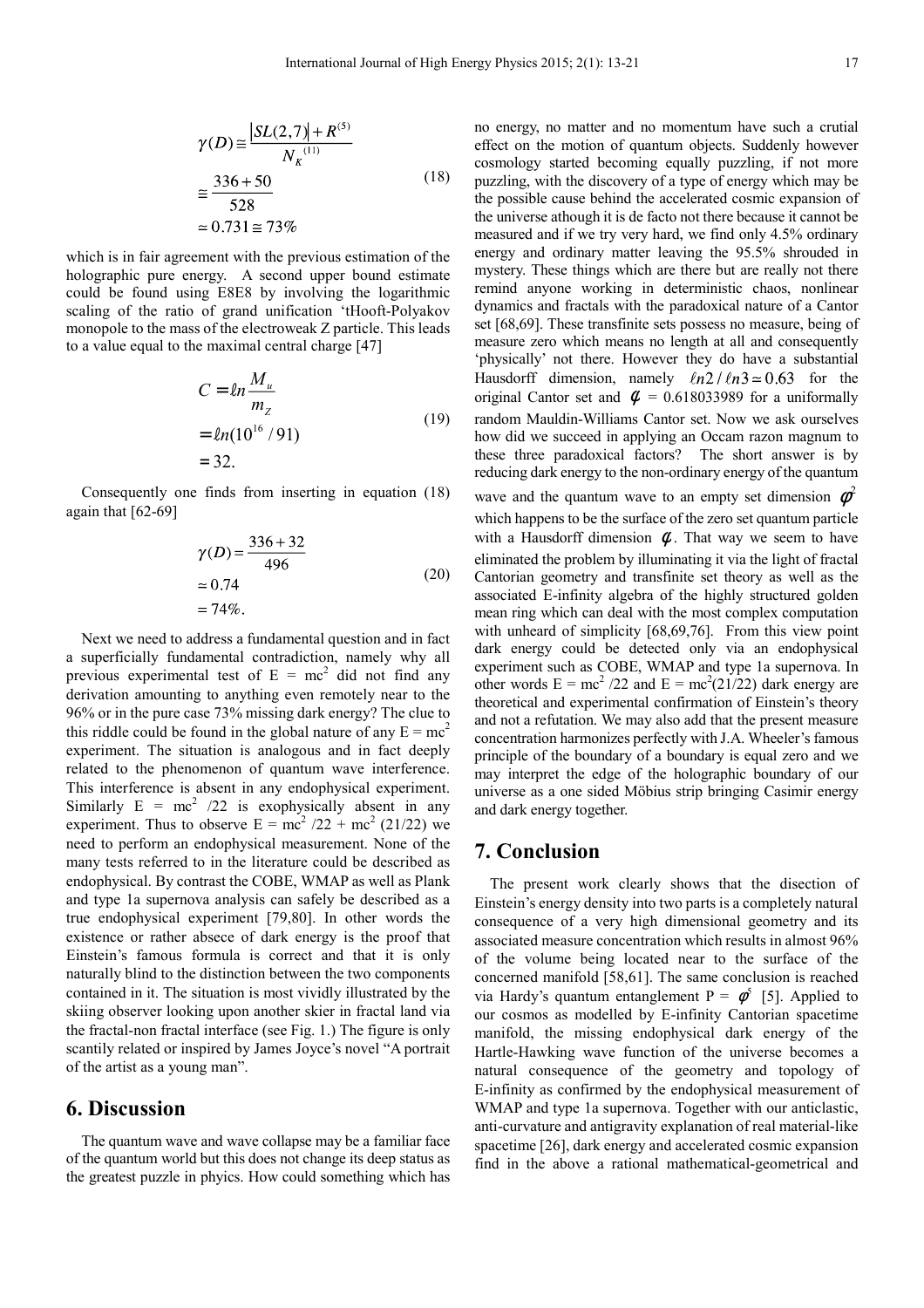$$\gamma(D) \cong \frac{|SL(2,7)| + R^{(5)}}{N_K^{(11)}} \cong \frac{336+50}{528} \simeq 0.731 \cong 73\% \tag{18}$$

which is in fair agreement with the previous estimation of the holographic pure energy. A second upper bound estimate could be found using E8E8 by involving the logarithmic scaling of the ratio of grand unification 'tHooft-Polyakov monopole to the mass of the electroweak Z particle. This leads to a value equal to the maximal central charge [47]

$$C = \ell n \frac{M_u}{m_Z} = \ell n (10^{16}/91) = 32. \tag{19}$$

Consequently one finds from inserting in equation (18) again that [62-69]

$$\gamma(D) = \frac{336+32}{496} \simeq 0.74 = 74\%. \tag{20}$$

Next we need to address a fundamental question and in fact a superficially fundamental contradiction, namely why all previous experimental test of $E = mc^2$ did not find any derivation amounting to anything even remotely near to the 96% or in the pure case 73% missing dark energy? The clue to this riddle could be found in the global nature of any $E = mc^2$ experiment. The situation is analogous and in fact deeply related to the phenomenon of quantum wave interference. This interference is absent in any endophysical experiment. Similarly $E = mc^2/22$ is exophysically absent in any experiment. Thus to observe $E = mc^2/22 + mc^2(21/22)$ we need to perform an endophysical measurement. None of the many tests referred to in the literature could be described as endophysical. By contrast the COBE, WMAP as well as Plank and type 1a supernova analysis can safely be described as a true endophysical experiment [79,80]. In other words the existence or rather absece of dark energy is the proof that Einstein's famous formula is correct and that it is only naturally blind to the distinction between the two components contained in it. The situation is most vividly illustrated by the skiing observer looking upon another skier in fractal land via the fractal-non fractal interface (see Fig. 1.) The figure is only scantily related or inspired by James Joyce's novel "A portrait of the artist as a young man".

## 6. Discussion

The quantum wave and wave collapse may be a familiar face of the quantum world but this does not change its deep status as the greatest puzzle in phyics. How could something which has no energy, no matter and no momentum have such a crutial effect on the motion of quantum objects. Suddenly however cosmology started becoming equally puzzling, if not more puzzling, with the discovery of a type of energy which may be the possible cause behind the accelerated cosmic expansion of the universe athough it is de facto not there because it cannot be measured and if we try very hard, we find only 4.5% ordinary energy and ordinary matter leaving the 95.5% shrouded in mystery. These things which are there but are really not there remind anyone working in deterministic chaos, nonlinear dynamics and fractals with the paradoxical nature of a Cantor set [68,69]. These transfinite sets possess no measure, being of measure zero which means no length at all and consequently 'physically' not there. However they do have a substantial Hausdorff dimension, namely $\ell n2/\ell n3 \simeq 0.63$ for the original Cantor set and $\phi$ = 0.618033989 for a uniformally random Mauldin-Williams Cantor set. Now we ask ourselves how did we succeed in applying an Occam razon magnum to these three paradoxical factors? The short answer is by reducing dark energy to the non-ordinary energy of the quantum wave and the quantum wave to an empty set dimension $\phi^2$ which happens to be the surface of the zero set quantum particle with a Hausdorff dimension $\phi$. That way we seem to have eliminated the problem by illuminating it via the light of fractal Cantorian geometry and transfinite set theory as well as the associated E-infinity algebra of the highly structured golden mean ring which can deal with the most complex computation with unheard of simplicity [68,69,76]. From this view point dark energy could be detected only via an endophysical experiment such as COBE, WMAP and type 1a supernova. In other words $E = mc^2/22$ and $E = mc^2(21/22)$ dark energy are theoretical and experimental confirmation of Einstein's theory and not a refutation. We may also add that the present measure concentration harmonizes perfectly with J.A. Wheeler's famous principle of the boundary of a boundary is equal zero and we may interpret the edge of the holographic boundary of our universe as a one sided Möbius strip bringing Casimir energy and dark energy together.

## 7. Conclusion

The present work clearly shows that the disection of Einstein's energy density into two parts is a completely natural consequence of a very high dimensional geometry and its associated measure concentration which results in almost 96% of the volume being located near to the surface of the concerned manifold [58,61]. The same conclusion is reached via Hardy's quantum entanglement $P = \phi^5$ [5]. Applied to our cosmos as modelled by E-infinity Cantorian spacetime manifold, the missing endophysical dark energy of the Hartle-Hawking wave function of the universe becomes a natural consequence of the geometry and topology of E-infinity as confirmed by the endophysical measurement of WMAP and type 1a supernova. Together with our anticlastic, anti-curvature and antigravity explanation of real material-like spacetime [26], dark energy and accelerated cosmic expansion find in the above a rational mathematical-geometrical and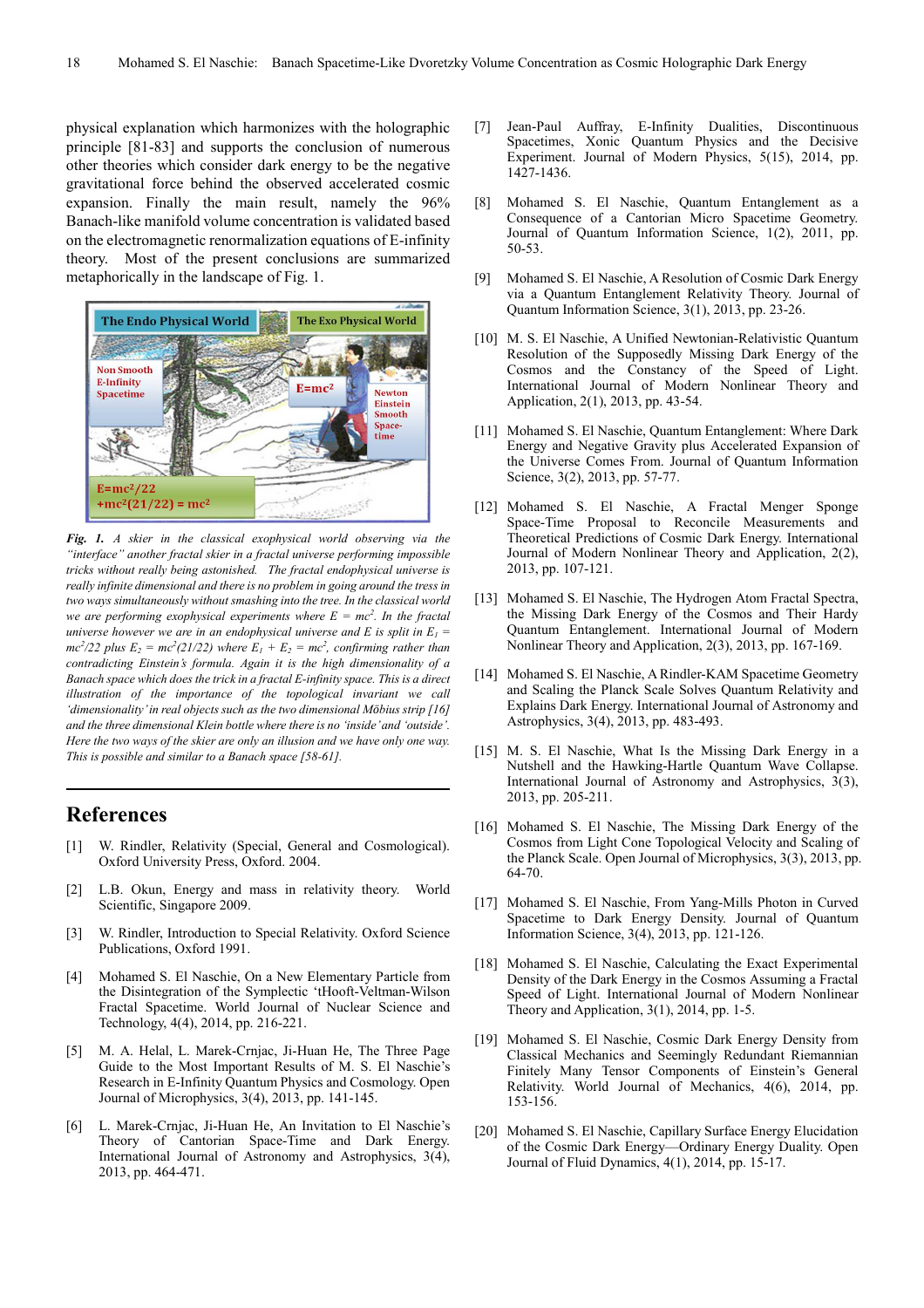physical explanation which harmonizes with the holographic principle [81-83] and supports the conclusion of numerous other theories which consider dark energy to be the negative gravitational force behind the observed accelerated cosmic expansion. Finally the main result, namely the 96% Banach-like manifold volume concentration is validated based on the electromagnetic renormalization equations of E-infinity theory. Most of the present conclusions are summarized metaphorically in the landscape of Fig. 1.

The Endo Physical World

The Exo Physical World

Non Smooth E-Infinity Spacetime

$E=mc^2$

Newton Einstein Smooth Space-time

$E=mc^2/22 + mc^2(21/22) = mc^2$

***Fig. 1.*** *A skier in the classical exophysical world observing via the "interface" another fractal skier in a fractal universe performing impossible tricks without really being astonished. The fractal endophysical universe is really infinite dimensional and there is no problem in going around the tress in two ways simultaneously without smashing into the tree. In the classical world we are performing exophysical experiments where $E = mc^2$. In the fractal universe however we are in an endophysical universe and E is split in $E_1 = mc^2/22$ plus $E_2 = mc^2(21/22)$ where $E_1 + E_2 = mc^2$, confirming rather than contradicting Einstein's formula. Again it is the high dimensionality of a Banach space which does the trick in a fractal E-infinity space. This is a direct illustration of the importance of the topological invariant we call 'dimensionality' in real objects such as the two dimensional Möbius strip [16] and the three dimensional Klein bottle where there is no 'inside' and 'outside'. Here the two ways of the skier are only an illusion and we have only one way. This is possible and similar to a Banach space [58-61].*

## References

[1] W. Rindler, Relativity (Special, General and Cosmological). Oxford University Press, Oxford. 2004.

[2] L.B. Okun, Energy and mass in relativity theory. World Scientific, Singapore 2009.

[3] W. Rindler, Introduction to Special Relativity. Oxford Science Publications, Oxford 1991.

[4] Mohamed S. El Naschie, On a New Elementary Particle from the Disintegration of the Symplectic 'tHooft-Veltman-Wilson Fractal Spacetime. World Journal of Nuclear Science and Technology, 4(4), 2014, pp. 216-221.

[5] M. A. Helal, L. Marek-Crnjac, Ji-Huan He, The Three Page Guide to the Most Important Results of M. S. El Naschie's Research in E-Infinity Quantum Physics and Cosmology. Open Journal of Microphysics, 3(4), 2013, pp. 141-145.

[6] L. Marek-Crnjac, Ji-Huan He, An Invitation to El Naschie's Theory of Cantorian Space-Time and Dark Energy. International Journal of Astronomy and Astrophysics, 3(4), 2013, pp. 464-471.

[7] Jean-Paul Auffray, E-Infinity Dualities, Discontinuous Spacetimes, Xonic Quantum Physics and the Decisive Experiment. Journal of Modern Physics, 5(15), 2014, pp. 1427-1436.

[8] Mohamed S. El Naschie, Quantum Entanglement as a Consequence of a Cantorian Micro Spacetime Geometry. Journal of Quantum Information Science, 1(2), 2011, pp. 50-53.

[9] Mohamed S. El Naschie, A Resolution of Cosmic Dark Energy via a Quantum Entanglement Relativity Theory. Journal of Quantum Information Science, 3(1), 2013, pp. 23-26.

[10] M. S. El Naschie, A Unified Newtonian-Relativistic Quantum Resolution of the Supposedly Missing Dark Energy of the Cosmos and the Constancy of the Speed of Light. International Journal of Modern Nonlinear Theory and Application, 2(1), 2013, pp. 43-54.

[11] Mohamed S. El Naschie, Quantum Entanglement: Where Dark Energy and Negative Gravity plus Accelerated Expansion of the Universe Comes From. Journal of Quantum Information Science, 3(2), 2013, pp. 57-77.

[12] Mohamed S. El Naschie, A Fractal Menger Sponge Space-Time Proposal to Reconcile Measurements and Theoretical Predictions of Cosmic Dark Energy. International Journal of Modern Nonlinear Theory and Application, 2(2), 2013, pp. 107-121.

[13] Mohamed S. El Naschie, The Hydrogen Atom Fractal Spectra, the Missing Dark Energy of the Cosmos and Their Hardy Quantum Entanglement. International Journal of Modern Nonlinear Theory and Application, 2(3), 2013, pp. 167-169.

[14] Mohamed S. El Naschie, A Rindler-KAM Spacetime Geometry and Scaling the Planck Scale Solves Quantum Relativity and Explains Dark Energy. International Journal of Astronomy and Astrophysics, 3(4), 2013, pp. 483-493.

[15] M. S. El Naschie, What Is the Missing Dark Energy in a Nutshell and the Hawking-Hartle Quantum Wave Collapse. International Journal of Astronomy and Astrophysics, 3(3), 2013, pp. 205-211.

[16] Mohamed S. El Naschie, The Missing Dark Energy of the Cosmos from Light Cone Topological Velocity and Scaling of the Planck Scale. Open Journal of Microphysics, 3(3), 2013, pp. 64-70.

[17] Mohamed S. El Naschie, From Yang-Mills Photon in Curved Spacetime to Dark Energy Density. Journal of Quantum Information Science, 3(4), 2013, pp. 121-126.

[18] Mohamed S. El Naschie, Calculating the Exact Experimental Density of the Dark Energy in the Cosmos Assuming a Fractal Speed of Light. International Journal of Modern Nonlinear Theory and Application, 3(1), 2014, pp. 1-5.

[19] Mohamed S. El Naschie, Cosmic Dark Energy Density from Classical Mechanics and Seemingly Redundant Riemannian Finitely Many Tensor Components of Einstein's General Relativity. World Journal of Mechanics, 4(6), 2014, pp. 153-156.

[20] Mohamed S. El Naschie, Capillary Surface Energy Elucidation of the Cosmic Dark Energy—Ordinary Energy Duality. Open Journal of Fluid Dynamics, 4(1), 2014, pp. 15-17.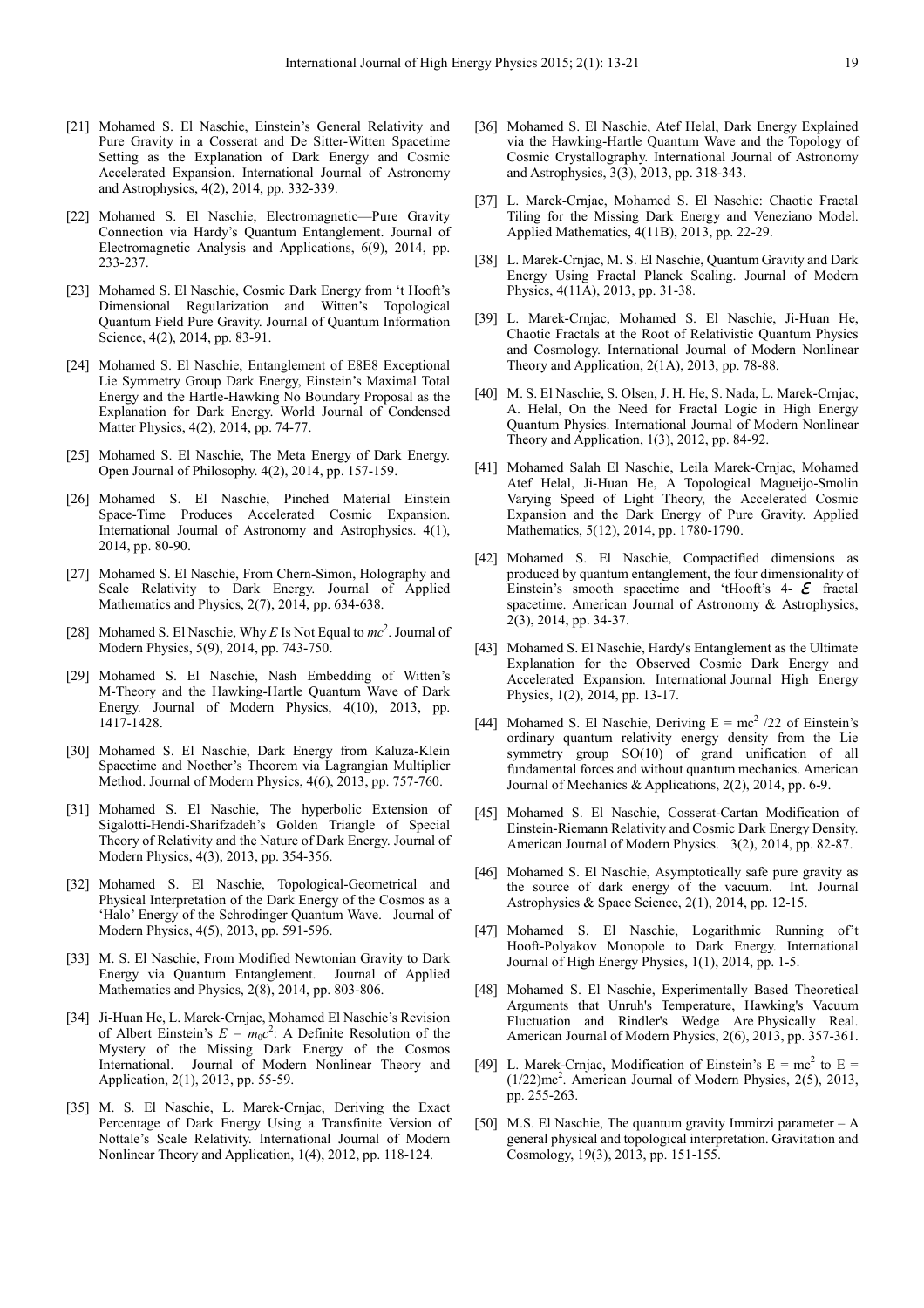[21] Mohamed S. El Naschie, Einstein's General Relativity and Pure Gravity in a Cosserat and De Sitter-Witten Spacetime Setting as the Explanation of Dark Energy and Cosmic Accelerated Expansion. International Journal of Astronomy and Astrophysics, 4(2), 2014, pp. 332-339.

[22] Mohamed S. El Naschie, Electromagnetic—Pure Gravity Connection via Hardy's Quantum Entanglement. Journal of Electromagnetic Analysis and Applications, 6(9), 2014, pp. 233-237.

[23] Mohamed S. El Naschie, Cosmic Dark Energy from 't Hooft's Dimensional Regularization and Witten's Topological Quantum Field Pure Gravity. Journal of Quantum Information Science, 4(2), 2014, pp. 83-91.

[24] Mohamed S. El Naschie, Entanglement of E8E8 Exceptional Lie Symmetry Group Dark Energy, Einstein's Maximal Total Energy and the Hartle-Hawking No Boundary Proposal as the Explanation for Dark Energy. World Journal of Condensed Matter Physics, 4(2), 2014, pp. 74-77.

[25] Mohamed S. El Naschie, The Meta Energy of Dark Energy. Open Journal of Philosophy. 4(2), 2014, pp. 157-159.

[26] Mohamed S. El Naschie, Pinched Material Einstein Space-Time Produces Accelerated Cosmic Expansion. International Journal of Astronomy and Astrophysics. 4(1), 2014, pp. 80-90.

[27] Mohamed S. El Naschie, From Chern-Simon, Holography and Scale Relativity to Dark Energy. Journal of Applied Mathematics and Physics, 2(7), 2014, pp. 634-638.

[28] Mohamed S. El Naschie, Why $E$ Is Not Equal to $mc^2$. Journal of Modern Physics, 5(9), 2014, pp. 743-750.

[29] Mohamed S. El Naschie, Nash Embedding of Witten's M-Theory and the Hawking-Hartle Quantum Wave of Dark Energy. Journal of Modern Physics, 4(10), 2013, pp. 1417-1428.

[30] Mohamed S. El Naschie, Dark Energy from Kaluza-Klein Spacetime and Noether's Theorem via Lagrangian Multiplier Method. Journal of Modern Physics, 4(6), 2013, pp. 757-760.

[31] Mohamed S. El Naschie, The hyperbolic Extension of Sigalotti-Hendi-Sharifzadeh's Golden Triangle of Special Theory of Relativity and the Nature of Dark Energy. Journal of Modern Physics, 4(3), 2013, pp. 354-356.

[32] Mohamed S. El Naschie, Topological-Geometrical and Physical Interpretation of the Dark Energy of the Cosmos as a 'Halo' Energy of the Schrodinger Quantum Wave. Journal of Modern Physics, 4(5), 2013, pp. 591-596.

[33] M. S. El Naschie, From Modified Newtonian Gravity to Dark Energy via Quantum Entanglement. Journal of Applied Mathematics and Physics, 2(8), 2014, pp. 803-806.

[34] Ji-Huan He, L. Marek-Crnjac, Mohamed El Naschie's Revision of Albert Einstein's $E = m_0c^2$: A Definite Resolution of the Mystery of the Missing Dark Energy of the Cosmos International. Journal of Modern Nonlinear Theory and Application, 2(1), 2013, pp. 55-59.

[35] M. S. El Naschie, L. Marek-Crnjac, Deriving the Exact Percentage of Dark Energy Using a Transfinite Version of Nottale's Scale Relativity. International Journal of Modern Nonlinear Theory and Application, 1(4), 2012, pp. 118-124.

[36] Mohamed S. El Naschie, Atef Helal, Dark Energy Explained via the Hawking-Hartle Quantum Wave and the Topology of Cosmic Crystallography. International Journal of Astronomy and Astrophysics, 3(3), 2013, pp. 318-343.

[37] L. Marek-Crnjac, Mohamed S. El Naschie: Chaotic Fractal Tiling for the Missing Dark Energy and Veneziano Model. Applied Mathematics, 4(11B), 2013, pp. 22-29.

[38] L. Marek-Crnjac, M. S. El Naschie, Quantum Gravity and Dark Energy Using Fractal Planck Scaling. Journal of Modern Physics, 4(11A), 2013, pp. 31-38.

[39] L. Marek-Crnjac, Mohamed S. El Naschie, Ji-Huan He, Chaotic Fractals at the Root of Relativistic Quantum Physics and Cosmology. International Journal of Modern Nonlinear Theory and Application, 2(1A), 2013, pp. 78-88.

[40] M. S. El Naschie, S. Olsen, J. H. He, S. Nada, L. Marek-Crnjac, A. Helal, On the Need for Fractal Logic in High Energy Quantum Physics. International Journal of Modern Nonlinear Theory and Application, 1(3), 2012, pp. 84-92.

[41] Mohamed Salah El Naschie, Leila Marek-Crnjac, Mohamed Atef Helal, Ji-Huan He, A Topological Magueijo-Smolin Varying Speed of Light Theory, the Accelerated Cosmic Expansion and the Dark Energy of Pure Gravity. Applied Mathematics, 5(12), 2014, pp. 1780-1790.

[42] Mohamed S. El Naschie, Compactified dimensions as produced by quantum entanglement, the four dimensionality of Einstein's smooth spacetime and 'tHooft's 4- $\varepsilon$ fractal spacetime. American Journal of Astronomy & Astrophysics, 2(3), 2014, pp. 34-37.

[43] Mohamed S. El Naschie, Hardy's Entanglement as the Ultimate Explanation for the Observed Cosmic Dark Energy and Accelerated Expansion. International Journal High Energy Physics, 1(2), 2014, pp. 13-17.

[44] Mohamed S. El Naschie, Deriving $E = mc^2 /22$ of Einstein's ordinary quantum relativity energy density from the Lie symmetry group SO(10) of grand unification of all fundamental forces and without quantum mechanics. American Journal of Mechanics & Applications, 2(2), 2014, pp. 6-9.

[45] Mohamed S. El Naschie, Cosserat-Cartan Modification of Einstein-Riemann Relativity and Cosmic Dark Energy Density. American Journal of Modern Physics. 3(2), 2014, pp. 82-87.

[46] Mohamed S. El Naschie, Asymptotically safe pure gravity as the source of dark energy of the vacuum. Int. Journal Astrophysics & Space Science, 2(1), 2014, pp. 12-15.

[47] Mohamed S. El Naschie, Logarithmic Running of't Hooft-Polyakov Monopole to Dark Energy. International Journal of High Energy Physics, 1(1), 2014, pp. 1-5.

[48] Mohamed S. El Naschie, Experimentally Based Theoretical Arguments that Unruh's Temperature, Hawking's Vacuum Fluctuation and Rindler's Wedge Are Physically Real. American Journal of Modern Physics, 2(6), 2013, pp. 357-361.

[49] L. Marek-Crnjac, Modification of Einstein's $E = mc^2$ to $E = (1/22)mc^2$. American Journal of Modern Physics, 2(5), 2013, pp. 255-263.

[50] M.S. El Naschie, The quantum gravity Immirzi parameter – A general physical and topological interpretation. Gravitation and Cosmology, 19(3), 2013, pp. 151-155.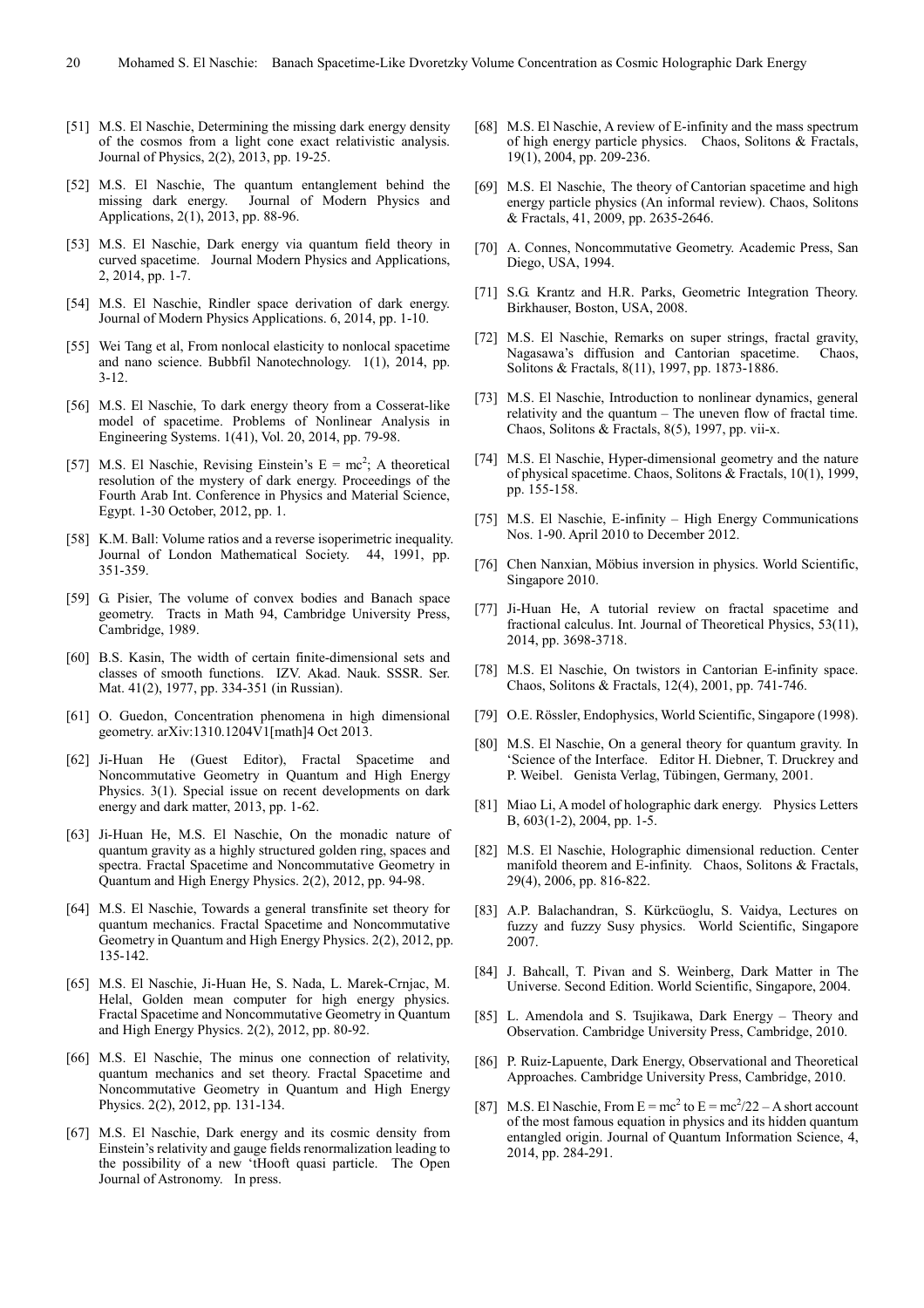[51] M.S. El Naschie, Determining the missing dark energy density of the cosmos from a light cone exact relativistic analysis. Journal of Physics, 2(2), 2013, pp. 19-25.

[52] M.S. El Naschie, The quantum entanglement behind the missing dark energy. Journal of Modern Physics and Applications, 2(1), 2013, pp. 88-96.

[53] M.S. El Naschie, Dark energy via quantum field theory in curved spacetime. Journal Modern Physics and Applications, 2, 2014, pp. 1-7.

[54] M.S. El Naschie, Rindler space derivation of dark energy. Journal of Modern Physics Applications. 6, 2014, pp. 1-10.

[55] Wei Tang et al, From nonlocal elasticity to nonlocal spacetime and nano science. Bubbfil Nanotechnology. 1(1), 2014, pp. 3-12.

[56] M.S. El Naschie, To dark energy theory from a Cosserat-like model of spacetime. Problems of Nonlinear Analysis in Engineering Systems. 1(41), Vol. 20, 2014, pp. 79-98.

[57] M.S. El Naschie, Revising Einstein's $E = mc^2$; A theoretical resolution of the mystery of dark energy. Proceedings of the Fourth Arab Int. Conference in Physics and Material Science, Egypt. 1-30 October, 2012, pp. 1.

[58] K.M. Ball: Volume ratios and a reverse isoperimetric inequality. Journal of London Mathematical Society. 44, 1991, pp. 351-359.

[59] G. Pisier, The volume of convex bodies and Banach space geometry. Tracts in Math 94, Cambridge University Press, Cambridge, 1989.

[60] B.S. Kasin, The width of certain finite-dimensional sets and classes of smooth functions. IZV. Akad. Nauk. SSSR. Ser. Mat. 41(2), 1977, pp. 334-351 (in Russian).

[61] O. Guedon, Concentration phenomena in high dimensional geometry. arXiv:1310.1204V1[math]4 Oct 2013.

[62] Ji-Huan He (Guest Editor), Fractal Spacetime and Noncommutative Geometry in Quantum and High Energy Physics. 3(1). Special issue on recent developments on dark energy and dark matter, 2013, pp. 1-62.

[63] Ji-Huan He, M.S. El Naschie, On the monadic nature of quantum gravity as a highly structured golden ring, spaces and spectra. Fractal Spacetime and Noncommutative Geometry in Quantum and High Energy Physics. 2(2), 2012, pp. 94-98.

[64] M.S. El Naschie, Towards a general transfinite set theory for quantum mechanics. Fractal Spacetime and Noncommutative Geometry in Quantum and High Energy Physics. 2(2), 2012, pp. 135-142.

[65] M.S. El Naschie, Ji-Huan He, S. Nada, L. Marek-Crnjac, M. Helal, Golden mean computer for high energy physics. Fractal Spacetime and Noncommutative Geometry in Quantum and High Energy Physics. 2(2), 2012, pp. 80-92.

[66] M.S. El Naschie, The minus one connection of relativity, quantum mechanics and set theory. Fractal Spacetime and Noncommutative Geometry in Quantum and High Energy Physics. 2(2), 2012, pp. 131-134.

[67] M.S. El Naschie, Dark energy and its cosmic density from Einstein's relativity and gauge fields renormalization leading to the possibility of a new 'tHooft quasi particle. The Open Journal of Astronomy. In press.

[68] M.S. El Naschie, A review of E-infinity and the mass spectrum of high energy particle physics. Chaos, Solitons & Fractals, 19(1), 2004, pp. 209-236.

[69] M.S. El Naschie, The theory of Cantorian spacetime and high energy particle physics (An informal review). Chaos, Solitons & Fractals, 41, 2009, pp. 2635-2646.

[70] A. Connes, Noncommutative Geometry. Academic Press, San Diego, USA, 1994.

[71] S.G. Krantz and H.R. Parks, Geometric Integration Theory. Birkhauser, Boston, USA, 2008.

[72] M.S. El Naschie, Remarks on super strings, fractal gravity, Nagasawa's diffusion and Cantorian spacetime. Chaos, Solitons & Fractals, 8(11), 1997, pp. 1873-1886.

[73] M.S. El Naschie, Introduction to nonlinear dynamics, general relativity and the quantum – The uneven flow of fractal time. Chaos, Solitons & Fractals, 8(5), 1997, pp. vii-x.

[74] M.S. El Naschie, Hyper-dimensional geometry and the nature of physical spacetime. Chaos, Solitons & Fractals, 10(1), 1999, pp. 155-158.

[75] M.S. El Naschie, E-infinity – High Energy Communications Nos. 1-90. April 2010 to December 2012.

[76] Chen Nanxian, Möbius inversion in physics. World Scientific, Singapore 2010.

[77] Ji-Huan He, A tutorial review on fractal spacetime and fractional calculus. Int. Journal of Theoretical Physics, 53(11), 2014, pp. 3698-3718.

[78] M.S. El Naschie, On twistors in Cantorian E-infinity space. Chaos, Solitons & Fractals, 12(4), 2001, pp. 741-746.

[79] O.E. Rössler, Endophysics, World Scientific, Singapore (1998).

[80] M.S. El Naschie, On a general theory for quantum gravity. In 'Science of the Interface. Editor H. Diebner, T. Druckrey and P. Weibel. Genista Verlag, Tübingen, Germany, 2001.

[81] Miao Li, A model of holographic dark energy. Physics Letters B, 603(1-2), 2004, pp. 1-5.

[82] M.S. El Naschie, Holographic dimensional reduction. Center manifold theorem and E-infinity. Chaos, Solitons & Fractals, 29(4), 2006, pp. 816-822.

[83] A.P. Balachandran, S. Kürkcüoglu, S. Vaidya, Lectures on fuzzy and fuzzy Susy physics. World Scientific, Singapore 2007.

[84] J. Bahcall, T. Pivan and S. Weinberg, Dark Matter in The Universe. Second Edition. World Scientific, Singapore, 2004.

[85] L. Amendola and S. Tsujikawa, Dark Energy – Theory and Observation. Cambridge University Press, Cambridge, 2010.

[86] P. Ruiz-Lapuente, Dark Energy, Observational and Theoretical Approaches. Cambridge University Press, Cambridge, 2010.

[87] M.S. El Naschie, From $E = mc^2$ to $E = mc^2/22$ – A short account of the most famous equation in physics and its hidden quantum entangled origin. Journal of Quantum Information Science, 4, 2014, pp. 284-291.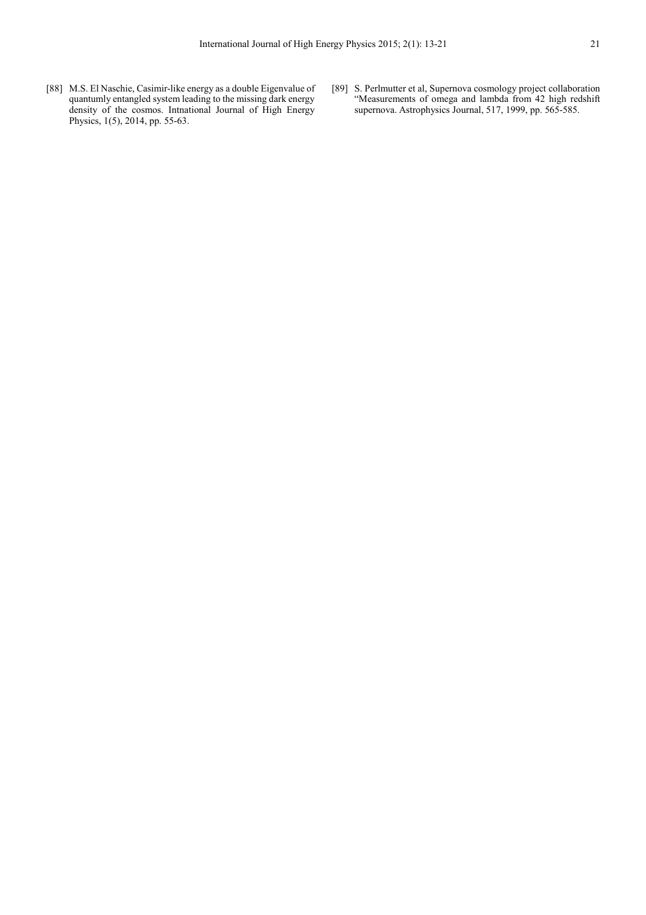[88] M.S. El Naschie, Casimir-like energy as a double Eigenvalue of quantumly entangled system leading to the missing dark energy density of the cosmos. Intnational Journal of High Energy Physics, 1(5), 2014, pp. 55-63.

[89] S. Perlmutter et al, Supernova cosmology project collaboration "Measurements of omega and lambda from 42 high redshift supernova. Astrophysics Journal, 517, 1999, pp. 565-585.